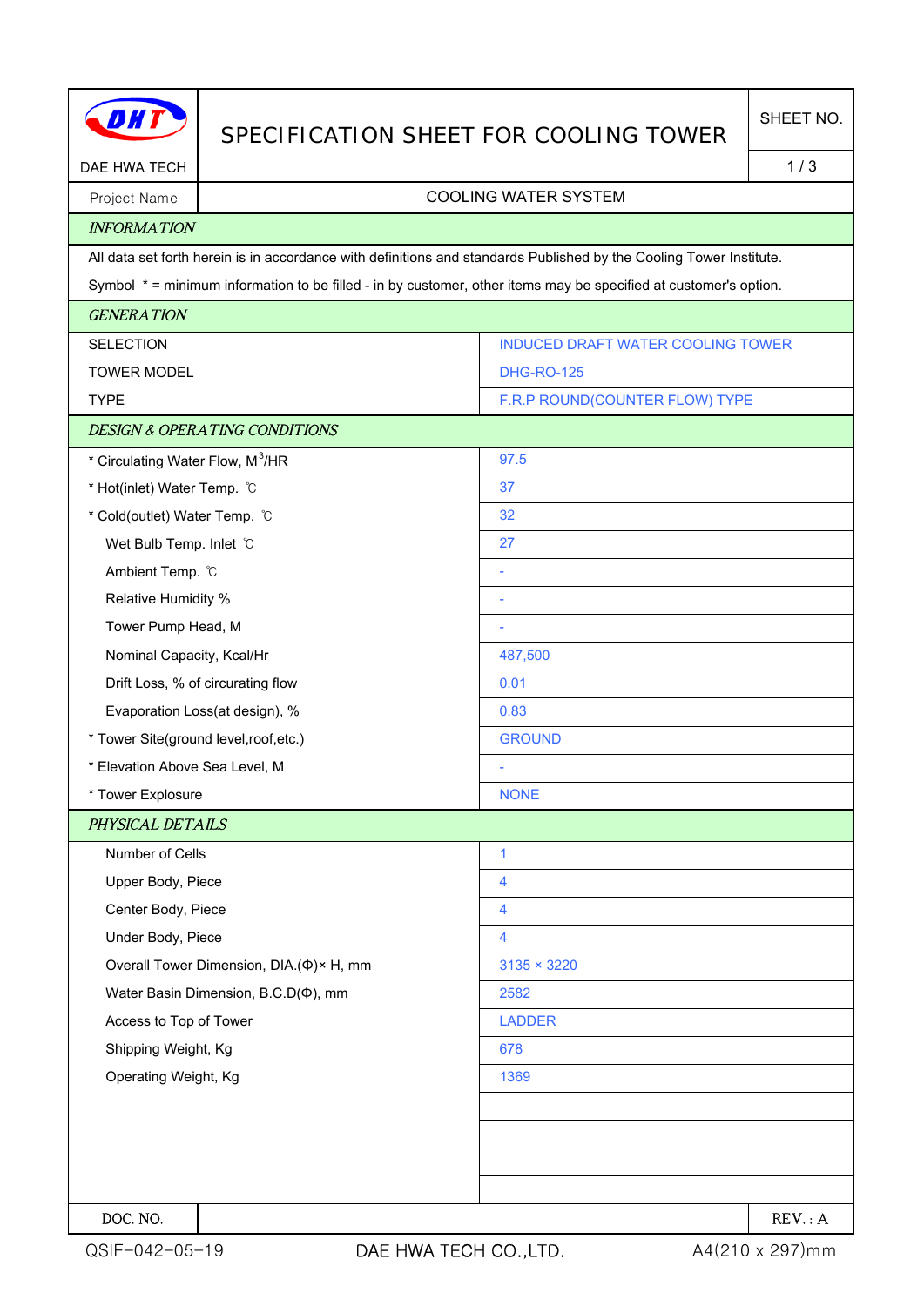DAE HWA TECH

# SPECIFICATION SHEET FOR COOLING TOWER

SHEET NO. 1 / 3

| Project Name | COOLING WATER SYSTEM |
|---|---|

### *INFORMATION*

All data set forth herein is in accordance with definitions and standards Published by the Cooling Tower Institute.

Symbol * = minimum information to be filled - in by customer, other items may be specified at customer's option.

### *GENERATION*

| | |
|---|---|
| SELECTION | INDUCED DRAFT WATER COOLING TOWER |
| TOWER MODEL | DHG-RO-125 |
| TYPE | F.R.P ROUND(COUNTER FLOW) TYPE |

### *DESIGN & OPERATING CONDITIONS*

| | |
|---|---|
| * Circulating Water Flow, $M^3$/HR | 97.5 |
| * Hot(inlet) Water Temp. ℃ | 37 |
| * Cold(outlet) Water Temp. ℃ | 32 |
| Wet Bulb Temp. Inlet ℃ | 27 |
| Ambient Temp. ℃ | - |
| Relative Humidity % | - |
| Tower Pump Head, M | - |
| Nominal Capacity, Kcal/Hr | 487,500 |
| Drift Loss, % of circurating flow | 0.01 |
| Evaporation Loss(at design), % | 0.83 |
| * Tower Site(ground level,roof,etc.) | GROUND |
| * Elevation Above Sea Level, M | - |
| * Tower Explosure | NONE |

### *PHYSICAL DETAILS*

| | |
|---|---|
| Number of Cells | 1 |
| Upper Body, Piece | 4 |
| Center Body, Piece | 4 |
| Under Body, Piece | 4 |
| Overall Tower Dimension, DIA.(Φ)× H, mm | 3135 × 3220 |
| Water Basin Dimension, B.C.D(Φ), mm | 2582 |
| Access to Top of Tower | LADDER |
| Shipping Weight, Kg | 678 |
| Operating Weight, Kg | 1369 |

| DOC. NO. | | REV. : A |
|---|---|---|

QSIF-042-05-19 DAE HWA TECH CO.,LTD. A4(210 x 297)mm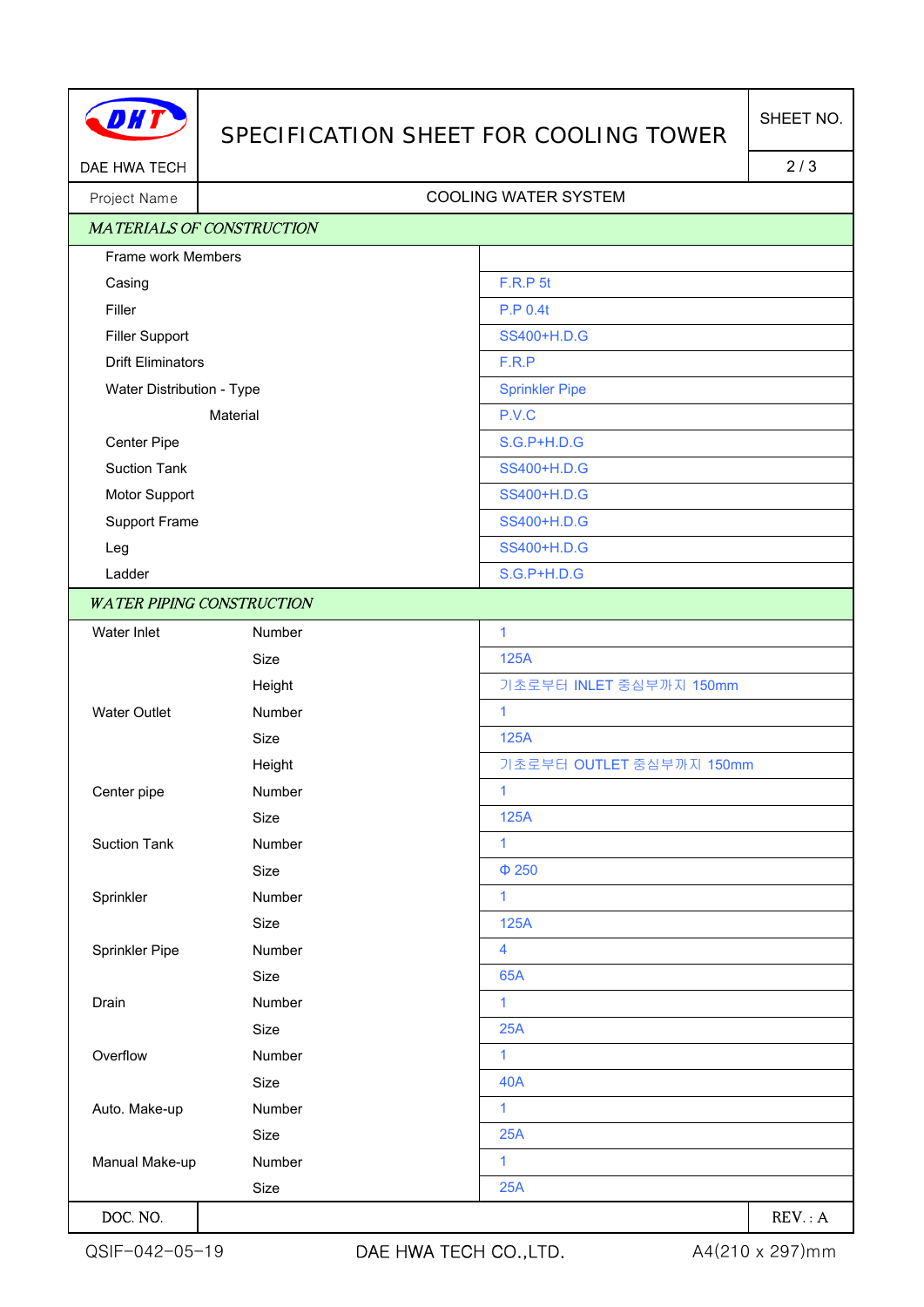DAE HWA TECH

# SPECIFICATION SHEET FOR COOLING TOWER

SHEET NO. 2 / 3

| Project Name | COOLING WATER SYSTEM |
|---|---|

## *MATERIALS OF CONSTRUCTION*

| Item | Material |
|---|---|
| Frame work Members | |
| Casing | F.R.P 5t |
| Filler | P.P 0.4t |
| Filler Support | SS400+H.D.G |
| Drift Eliminators | F.R.P |
| Water Distribution - Type | Sprinkler Pipe |
| Material | P.V.C |
| Center Pipe | S.G.P+H.D.G |
| Suction Tank | SS400+H.D.G |
| Motor Support | SS400+H.D.G |
| Support Frame | SS400+H.D.G |
| Leg | SS400+H.D.G |
| Ladder | S.G.P+H.D.G |

## *WATER PIPING CONSTRUCTION*

| Item | | Value |
|---|---|---|
| Water Inlet | Number | 1 |
| | Size | 125A |
| | Height | 기초로부터 INLET 중심부까지 150mm |
| Water Outlet | Number | 1 |
| | Size | 125A |
| | Height | 기초로부터 OUTLET 중심부까지 150mm |
| Center pipe | Number | 1 |
| | Size | 125A |
| Suction Tank | Number | 1 |
| | Size | Φ 250 |
| Sprinkler | Number | 1 |
| | Size | 125A |
| Sprinkler Pipe | Number | 4 |
| | Size | 65A |
| Drain | Number | 1 |
| | Size | 25A |
| Overflow | Number | 1 |
| | Size | 40A |
| Auto. Make-up | Number | 1 |
| | Size | 25A |
| Manual Make-up | Number | 1 |
| | Size | 25A |

| DOC. NO. | | REV. : A |
|---|---|---|

QSIF-042-05-19 DAE HWA TECH CO.,LTD. A4(210 x 297)mm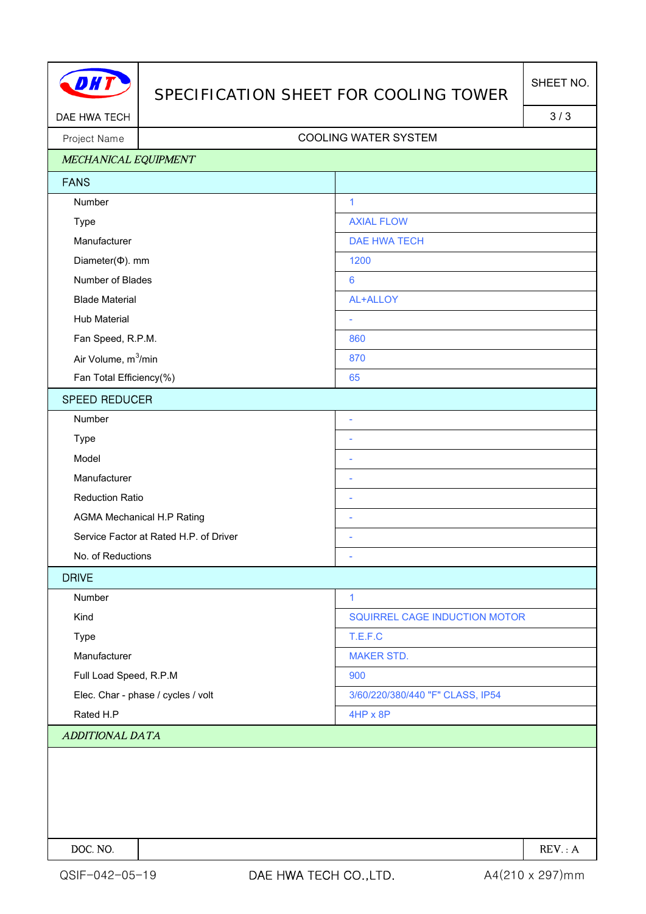# SPECIFICATION SHEET FOR COOLING TOWER

DAE HWA TECH

| | |
|---|---|
| Project Name | COOLING WATER SYSTEM |

## *MECHANICAL EQUIPMENT*

| FANS | |
|---|---|
| Number | 1 |
| Type | AXIAL FLOW |
| Manufacturer | DAE HWA TECH |
| Diameter(Φ). mm | 1200 |
| Number of Blades | 6 |
| Blade Material | AL+ALLOY |
| Hub Material | - |
| Fan Speed, R.P.M. | 860 |
| Air Volume, $m^3$/min | 870 |
| Fan Total Efficiency(%) | 65 |

| SPEED REDUCER | |
|---|---|
| Number | - |
| Type | - |
| Model | - |
| Manufacturer | - |
| Reduction Ratio | - |
| AGMA Mechanical H.P Rating | - |
| Service Factor at Rated H.P. of Driver | - |
| No. of Reductions | - |

| DRIVE | |
|---|---|
| Number | 1 |
| Kind | SQUIRREL CAGE INDUCTION MOTOR |
| Type | T.E.F.C |
| Manufacturer | MAKER STD. |
| Full Load Speed, R.P.M | 900 |
| Elec. Char - phase / cycles / volt | 3/60/220/380/440 "F" CLASS, IP54 |
| Rated H.P | 4HP x 8P |

## *ADDITIONAL DATA*

| | | |
|---|---|---|
| DOC. NO. | | REV. : A |

QSIF-042-05-19 DAE HWA TECH CO.,LTD. A4(210 x 297)mm